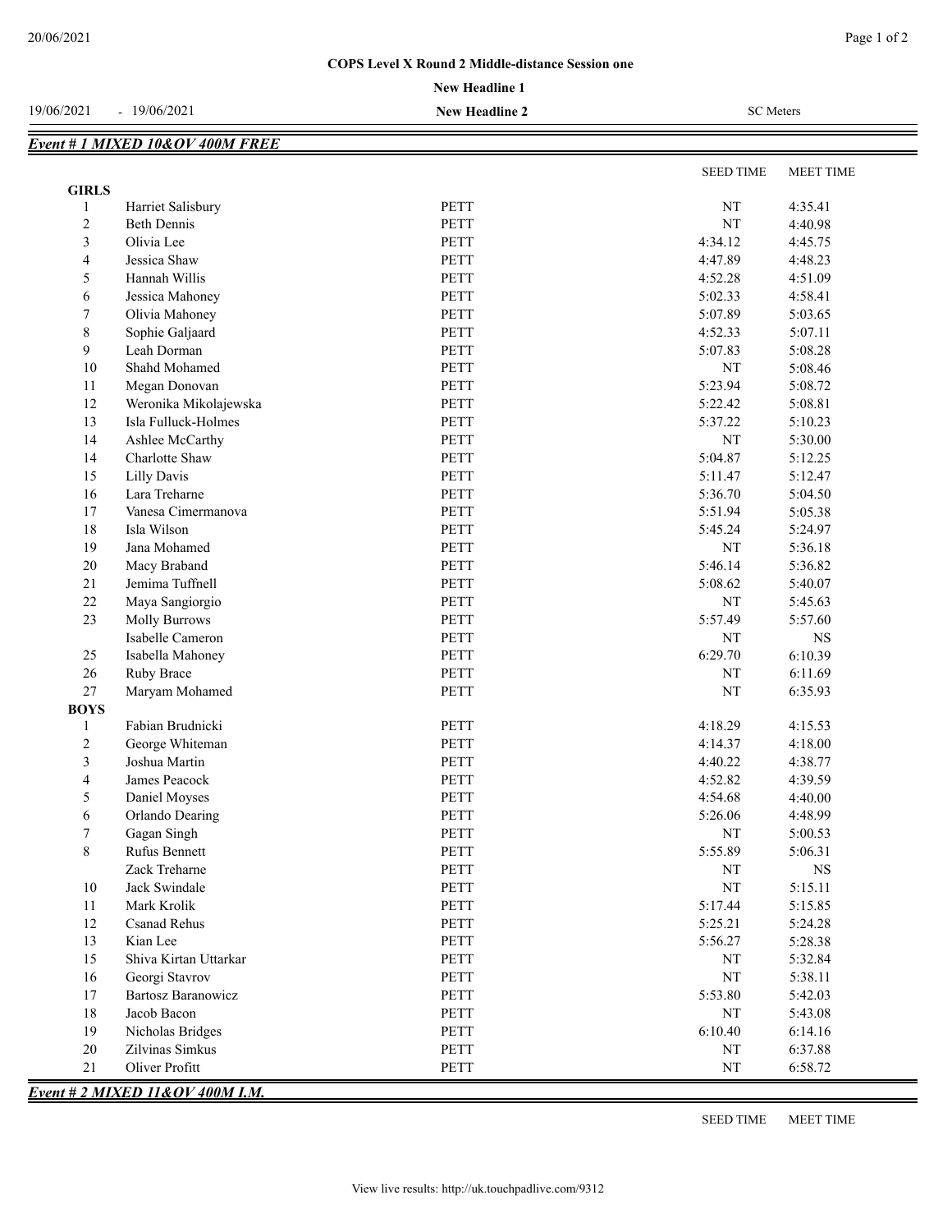**COPS Level X Round 2 Middle-distance Session one**

**New Headline 1**

19/06/2021 - 19/06/2021 **New Headline 2** SC Meters

## *Event # 1 MIXED 10&OV 400M FREE*

| | | | SEED TIME | MEET TIME |
|---|---|---|---|---|
| **GIRLS** | | | | |
| 1 | Harriet Salisbury | PETT | NT | 4:35.41 |
| 2 | Beth Dennis | PETT | NT | 4:40.98 |
| 3 | Olivia Lee | PETT | 4:34.12 | 4:45.75 |
| 4 | Jessica Shaw | PETT | 4:47.89 | 4:48.23 |
| 5 | Hannah Willis | PETT | 4:52.28 | 4:51.09 |
| 6 | Jessica Mahoney | PETT | 5:02.33 | 4:58.41 |
| 7 | Olivia Mahoney | PETT | 5:07.89 | 5:03.65 |
| 8 | Sophie Galjaard | PETT | 4:52.33 | 5:07.11 |
| 9 | Leah Dorman | PETT | 5:07.83 | 5:08.28 |
| 10 | Shahd Mohamed | PETT | NT | 5:08.46 |
| 11 | Megan Donovan | PETT | 5:23.94 | 5:08.72 |
| 12 | Weronika Mikolajewska | PETT | 5:22.42 | 5:08.81 |
| 13 | Isla Fulluck-Holmes | PETT | 5:37.22 | 5:10.23 |
| 14 | Ashlee McCarthy | PETT | NT | 5:30.00 |
| 14 | Charlotte Shaw | PETT | 5:04.87 | 5:12.25 |
| 15 | Lilly Davis | PETT | 5:11.47 | 5:12.47 |
| 16 | Lara Treharne | PETT | 5:36.70 | 5:04.50 |
| 17 | Vanesa Cimermanova | PETT | 5:51.94 | 5:05.38 |
| 18 | Isla Wilson | PETT | 5:45.24 | 5:24.97 |
| 19 | Jana Mohamed | PETT | NT | 5:36.18 |
| 20 | Macy Braband | PETT | 5:46.14 | 5:36.82 |
| 21 | Jemima Tuffnell | PETT | 5:08.62 | 5:40.07 |
| 22 | Maya Sangiorgio | PETT | NT | 5:45.63 |
| 23 | Molly Burrows | PETT | 5:57.49 | 5:57.60 |
| | Isabelle Cameron | PETT | NT | NS |
| 25 | Isabella Mahoney | PETT | 6:29.70 | 6:10.39 |
| 26 | Ruby Brace | PETT | NT | 6:11.69 |
| 27 | Maryam Mohamed | PETT | NT | 6:35.93 |
| **BOYS** | | | | |
| 1 | Fabian Brudnicki | PETT | 4:18.29 | 4:15.53 |
| 2 | George Whiteman | PETT | 4:14.37 | 4:18.00 |
| 3 | Joshua Martin | PETT | 4:40.22 | 4:38.77 |
| 4 | James Peacock | PETT | 4:52.82 | 4:39.59 |
| 5 | Daniel Moyses | PETT | 4:54.68 | 4:40.00 |
| 6 | Orlando Dearing | PETT | 5:26.06 | 4:48.99 |
| 7 | Gagan Singh | PETT | NT | 5:00.53 |
| 8 | Rufus Bennett | PETT | 5:55.89 | 5:06.31 |
| | Zack Treharne | PETT | NT | NS |
| 10 | Jack Swindale | PETT | NT | 5:15.11 |
| 11 | Mark Krolik | PETT | 5:17.44 | 5:15.85 |
| 12 | Csanad Rehus | PETT | 5:25.21 | 5:24.28 |
| 13 | Kian Lee | PETT | 5:56.27 | 5:28.38 |
| 15 | Shiva Kirtan Uttarkar | PETT | NT | 5:32.84 |
| 16 | Georgi Stavrov | PETT | NT | 5:38.11 |
| 17 | Bartosz Baranowicz | PETT | 5:53.80 | 5:42.03 |
| 18 | Jacob Bacon | PETT | NT | 5:43.08 |
| 19 | Nicholas Bridges | PETT | 6:10.40 | 6:14.16 |
| 20 | Zilvinas Simkus | PETT | NT | 6:37.88 |
| 21 | Oliver Profitt | PETT | NT | 6:58.72 |

## *Event # 2 MIXED 11&OV 400M I.M.*

| SEED TIME | MEET TIME |
|---|---|

View live results: http://uk.touchpadlive.com/9312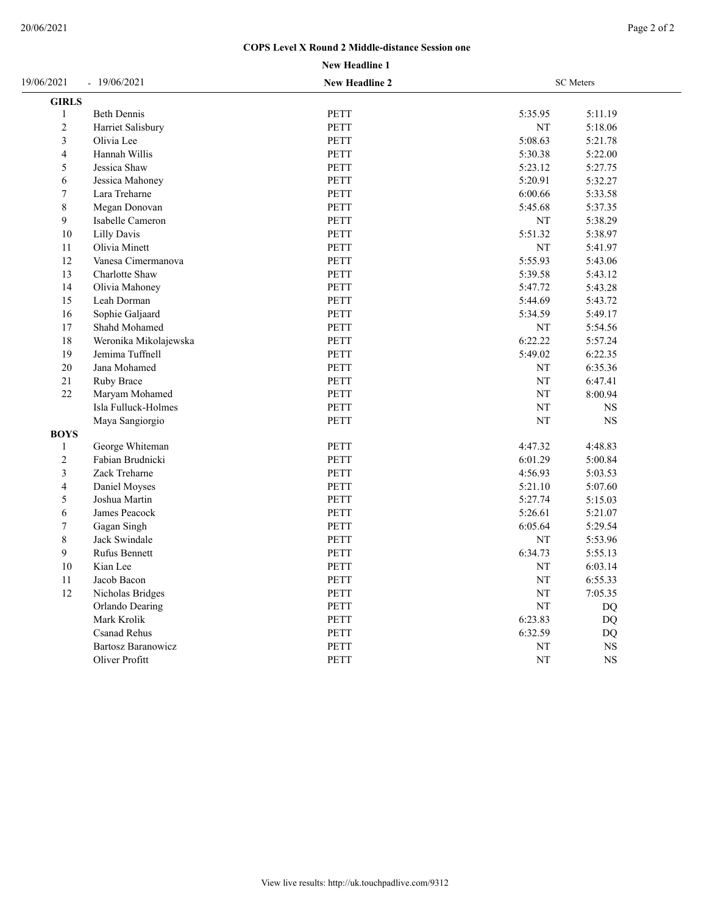**COPS Level X Round 2 Middle-distance Session one**

**New Headline 1**

19/06/2021 - 19/06/2021 **New Headline 2** SC Meters

| | | | | |
|---|---|---|---|---|
| **GIRLS** | | | | |
| 1 | Beth Dennis | PETT | 5:35.95 | 5:11.19 |
| 2 | Harriet Salisbury | PETT | NT | 5:18.06 |
| 3 | Olivia Lee | PETT | 5:08.63 | 5:21.78 |
| 4 | Hannah Willis | PETT | 5:30.38 | 5:22.00 |
| 5 | Jessica Shaw | PETT | 5:23.12 | 5:27.75 |
| 6 | Jessica Mahoney | PETT | 5:20.91 | 5:32.27 |
| 7 | Lara Treharne | PETT | 6:00.66 | 5:33.58 |
| 8 | Megan Donovan | PETT | 5:45.68 | 5:37.35 |
| 9 | Isabelle Cameron | PETT | NT | 5:38.29 |
| 10 | Lilly Davis | PETT | 5:51.32 | 5:38.97 |
| 11 | Olivia Minett | PETT | NT | 5:41.97 |
| 12 | Vanesa Cimermanova | PETT | 5:55.93 | 5:43.06 |
| 13 | Charlotte Shaw | PETT | 5:39.58 | 5:43.12 |
| 14 | Olivia Mahoney | PETT | 5:47.72 | 5:43.28 |
| 15 | Leah Dorman | PETT | 5:44.69 | 5:43.72 |
| 16 | Sophie Galjaard | PETT | 5:34.59 | 5:49.17 |
| 17 | Shahd Mohamed | PETT | NT | 5:54.56 |
| 18 | Weronika Mikolajewska | PETT | 6:22.22 | 5:57.24 |
| 19 | Jemima Tuffnell | PETT | 5:49.02 | 6:22.35 |
| 20 | Jana Mohamed | PETT | NT | 6:35.36 |
| 21 | Ruby Brace | PETT | NT | 6:47.41 |
| 22 | Maryam Mohamed | PETT | NT | 8:00.94 |
| | Isla Fulluck-Holmes | PETT | NT | NS |
| | Maya Sangiorgio | PETT | NT | NS |
| **BOYS** | | | | |
| 1 | George Whiteman | PETT | 4:47.32 | 4:48.83 |
| 2 | Fabian Brudnicki | PETT | 6:01.29 | 5:00.84 |
| 3 | Zack Treharne | PETT | 4:56.93 | 5:03.53 |
| 4 | Daniel Moyses | PETT | 5:21.10 | 5:07.60 |
| 5 | Joshua Martin | PETT | 5:27.74 | 5:15.03 |
| 6 | James Peacock | PETT | 5:26.61 | 5:21.07 |
| 7 | Gagan Singh | PETT | 6:05.64 | 5:29.54 |
| 8 | Jack Swindale | PETT | NT | 5:53.96 |
| 9 | Rufus Bennett | PETT | 6:34.73 | 5:55.13 |
| 10 | Kian Lee | PETT | NT | 6:03.14 |
| 11 | Jacob Bacon | PETT | NT | 6:55.33 |
| 12 | Nicholas Bridges | PETT | NT | 7:05.35 |
| | Orlando Dearing | PETT | NT | DQ |
| | Mark Krolik | PETT | 6:23.83 | DQ |
| | Csanad Rehus | PETT | 6:32.59 | DQ |
| | Bartosz Baranowicz | PETT | NT | NS |
| | Oliver Profitt | PETT | NT | NS |

View live results: http://uk.touchpadlive.com/9312